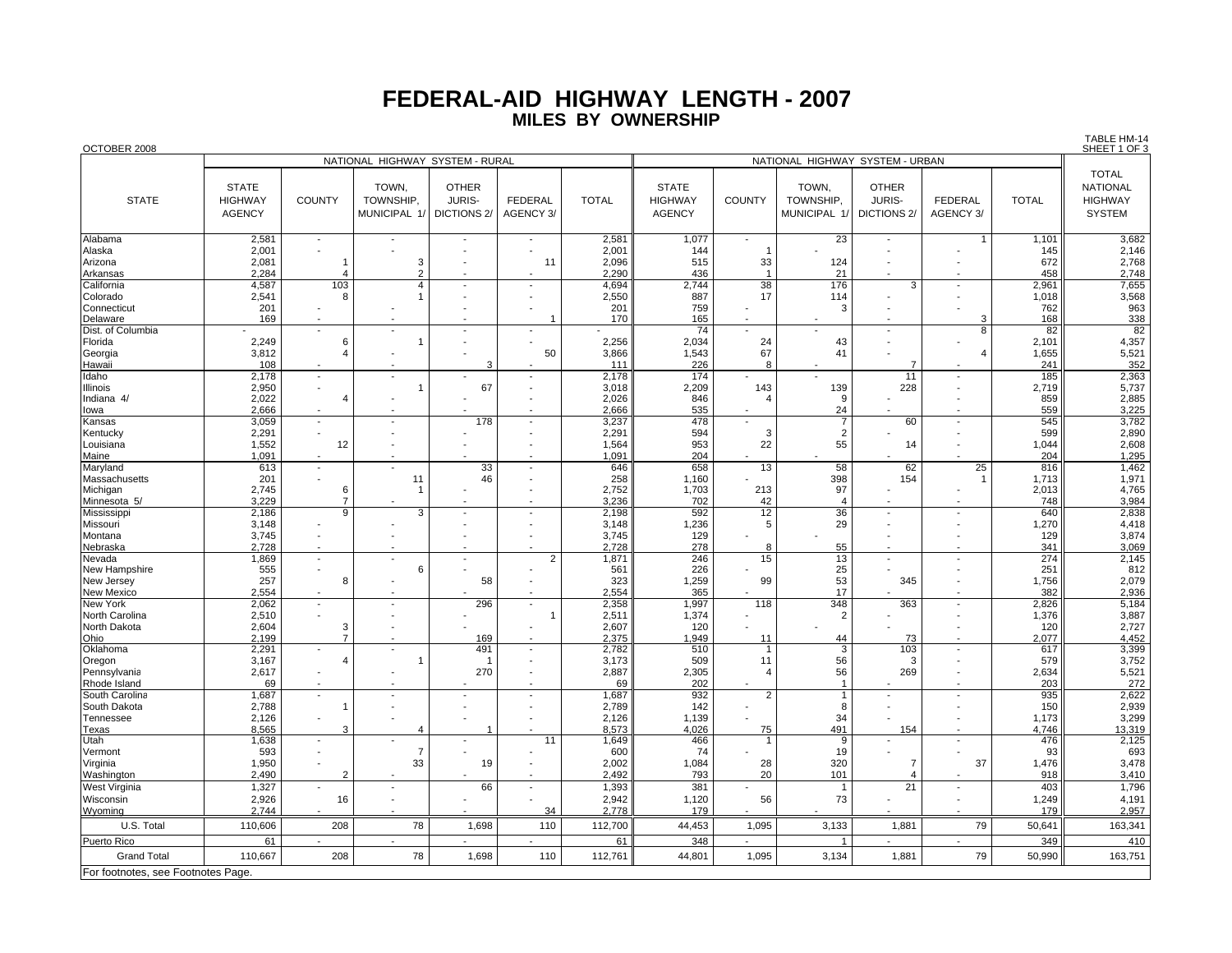# FEDERAL-AID HIGHWAY LENGTH - 2007

## MILES BY OWNERSHIP

OCTOBER 2008

TABLE HM-14
SHEET 1 OF 3

| STATE | NATIONAL HIGHWAY SYSTEM - RURAL | | | | | | NATIONAL HIGHWAY SYSTEM - URBAN | | | | | | TOTAL NATIONAL HIGHWAY SYSTEM |
|---|---|---|---|---|---|---|---|---|---|---|---|---|---|
| | STATE HIGHWAY AGENCY | COUNTY | TOWN, TOWNSHIP, MUNICIPAL 1/ | OTHER JURIS-DICTIONS 2/ | FEDERAL AGENCY 3/ | TOTAL | STATE HIGHWAY AGENCY | COUNTY | TOWN, TOWNSHIP, MUNICIPAL 1/ | OTHER JURIS-DICTIONS 2/ | FEDERAL AGENCY 3/ | TOTAL | |
| Alabama | 2,581 | - | - | - | - | 2,581 | 1,077 | - | 23 | - | 1 | 1,101 | 3,682 |
| Alaska | 2,001 | - | - | - | - | 2,001 | 144 | 1 | - | - | - | 145 | 2,146 |
| Arizona | 2,081 | 1 | 3 | - | 11 | 2,096 | 515 | 33 | 124 | - | - | 672 | 2,768 |
| Arkansas | 2,284 | 4 | 2 | - | - | 2,290 | 436 | 1 | 21 | - | - | 458 | 2,748 |
| California | 4,587 | 103 | 4 | - | - | 4,694 | 2,744 | 38 | 176 | 3 | - | 2,961 | 7,655 |
| Colorado | 2,541 | 8 | 1 | - | - | 2,550 | 887 | 17 | 114 | - | - | 1,018 | 3,568 |
| Connecticut | 201 | - | - | - | - | 201 | 759 | - | 3 | - | - | 762 | 963 |
| Delaware | 169 | - | - | - | 1 | 170 | 165 | - | - | - | 3 | 168 | 338 |
| Dist. of Columbia | - | - | - | - | - | - | 74 | - | - | - | 8 | 82 | 82 |
| Florida | 2,249 | 6 | 1 | - | - | 2,256 | 2,034 | 24 | 43 | - | - | 2,101 | 4,357 |
| Georgia | 3,812 | 4 | - | - | 50 | 3,866 | 1,543 | 67 | 41 | - | 4 | 1,655 | 5,521 |
| Hawaii | 108 | - | - | 3 | - | 111 | 226 | 8 | - | 7 | - | 241 | 352 |
| Idaho | 2,178 | - | - | - | - | 2,178 | 174 | - | - | 11 | - | 185 | 2,363 |
| Illinois | 2,950 | - | 1 | 67 | - | 3,018 | 2,209 | 143 | 139 | 228 | - | 2,719 | 5,737 |
| Indiana 4/ | 2,022 | 4 | - | - | - | 2,026 | 846 | 4 | 9 | - | - | 859 | 2,885 |
| Iowa | 2,666 | - | - | - | - | 2,666 | 535 | - | 24 | - | - | 559 | 3,225 |
| Kansas | 3,059 | - | - | 178 | - | 3,237 | 478 | - | 7 | 60 | - | 545 | 3,782 |
| Kentucky | 2,291 | - | - | - | - | 2,291 | 594 | 3 | 2 | - | - | 599 | 2,890 |
| Louisiana | 1,552 | 12 | - | - | - | 1,564 | 953 | 22 | 55 | 14 | - | 1,044 | 2,608 |
| Maine | 1,091 | - | - | - | - | 1,091 | 204 | - | - | - | - | 204 | 1,295 |
| Maryland | 613 | - | - | 33 | - | 646 | 658 | 13 | 58 | 62 | 25 | 816 | 1,462 |
| Massachusetts | 201 | - | 11 | 46 | - | 258 | 1,160 | - | 398 | 154 | 1 | 1,713 | 1,971 |
| Michigan | 2,745 | 6 | 1 | - | - | 2,752 | 1,703 | 213 | 97 | - | - | 2,013 | 4,765 |
| Minnesota 5/ | 3,229 | 7 | - | - | - | 3,236 | 702 | 42 | 4 | - | - | 748 | 3,984 |
| Mississippi | 2,186 | 9 | 3 | - | - | 2,198 | 592 | 12 | 36 | - | - | 640 | 2,838 |
| Missouri | 3,148 | - | - | - | - | 3,148 | 1,236 | 5 | 29 | - | - | 1,270 | 4,418 |
| Montana | 3,745 | - | - | - | - | 3,745 | 129 | - | - | - | - | 129 | 3,874 |
| Nebraska | 2,728 | - | - | - | - | 2,728 | 278 | 8 | 55 | - | - | 341 | 3,069 |
| Nevada | 1,869 | - | - | - | 2 | 1,871 | 246 | 15 | 13 | - | - | 274 | 2,145 |
| New Hampshire | 555 | - | 6 | - | - | 561 | 226 | - | 25 | - | - | 251 | 812 |
| New Jersey | 257 | 8 | - | 58 | - | 323 | 1,259 | 99 | 53 | 345 | - | 1,756 | 2,079 |
| New Mexico | 2,554 | - | - | - | - | 2,554 | 365 | - | 17 | - | - | 382 | 2,936 |
| New York | 2,062 | - | - | 296 | - | 2,358 | 1,997 | 118 | 348 | 363 | - | 2,826 | 5,184 |
| North Carolina | 2,510 | - | - | - | 1 | 2,511 | 1,374 | - | 2 | - | - | 1,376 | 3,887 |
| North Dakota | 2,604 | 3 | - | - | - | 2,607 | 120 | - | - | - | - | 120 | 2,727 |
| Ohio | 2,199 | 7 | - | 169 | - | 2,375 | 1,949 | 11 | 44 | 73 | - | 2,077 | 4,452 |
| Oklahoma | 2,291 | - | - | 491 | - | 2,782 | 510 | 1 | 3 | 103 | - | 617 | 3,399 |
| Oregon | 3,167 | 4 | 1 | 1 | - | 3,173 | 509 | 11 | 56 | 3 | - | 579 | 3,752 |
| Pennsylvania | 2,617 | - | - | 270 | - | 2,887 | 2,305 | 4 | 56 | 269 | - | 2,634 | 5,521 |
| Rhode Island | 69 | - | - | - | - | 69 | 202 | - | 1 | - | - | 203 | 272 |
| South Carolina | 1,687 | - | - | - | - | 1,687 | 932 | 2 | 1 | - | - | 935 | 2,622 |
| South Dakota | 2,788 | 1 | - | - | - | 2,789 | 142 | - | 8 | - | - | 150 | 2,939 |
| Tennessee | 2,126 | - | - | - | - | 2,126 | 1,139 | - | 34 | - | - | 1,173 | 3,299 |
| Texas | 8,565 | 3 | 4 | 1 | - | 8,573 | 4,026 | 75 | 491 | 154 | - | 4,746 | 13,319 |
| Utah | 1,638 | - | - | - | 11 | 1,649 | 466 | 1 | 9 | - | - | 476 | 2,125 |
| Vermont | 593 | - | 7 | - | - | 600 | 74 | - | 19 | - | - | 93 | 693 |
| Virginia | 1,950 | - | 33 | 19 | - | 2,002 | 1,084 | 28 | 320 | 7 | 37 | 1,476 | 3,478 |
| Washington | 2,490 | 2 | - | - | - | 2,492 | 793 | 20 | 101 | 4 | - | 918 | 3,410 |
| West Virginia | 1,327 | - | - | 66 | - | 1,393 | 381 | - | 1 | 21 | - | 403 | 1,796 |
| Wisconsin | 2,926 | 16 | - | - | - | 2,942 | 1,120 | 56 | 73 | - | - | 1,249 | 4,191 |
| Wyoming | 2,744 | - | - | - | 34 | 2,778 | 179 | - | - | - | - | 179 | 2,957 |
| U.S. Total | 110,606 | 208 | 78 | 1,698 | 110 | 112,700 | 44,453 | 1,095 | 3,133 | 1,881 | 79 | 50,641 | 163,341 |
| Puerto Rico | 61 | - | - | - | - | 61 | 348 | - | 1 | - | - | 349 | 410 |
| Grand Total | 110,667 | 208 | 78 | 1,698 | 110 | 112,761 | 44,801 | 1,095 | 3,134 | 1,881 | 79 | 50,990 | 163,751 |

For footnotes, see Footnotes Page.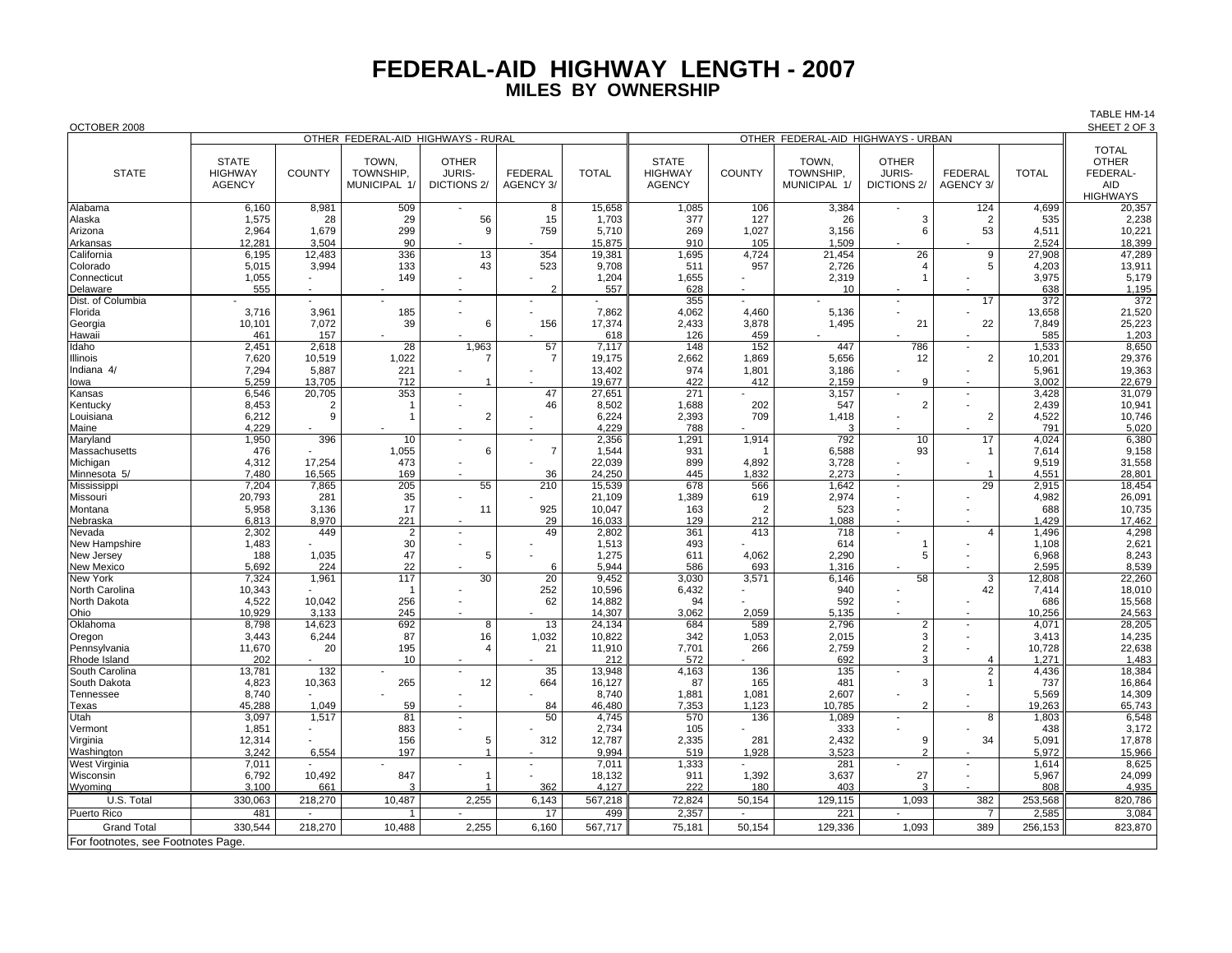# FEDERAL-AID HIGHWAY LENGTH - 2007
## MILES BY OWNERSHIP

OCTOBER 2008

TABLE HM-14
SHEET 2 OF 3

| STATE | OTHER FEDERAL-AID HIGHWAYS - RURAL | | | | | | OTHER FEDERAL-AID HIGHWAYS - URBAN | | | | | | TOTAL OTHER FEDERAL-AID HIGHWAYS |
|---|---|---|---|---|---|---|---|---|---|---|---|---|---|
| | STATE HIGHWAY AGENCY | COUNTY | TOWN, TOWNSHIP, MUNICIPAL 1/ | OTHER JURIS-DICTIONS 2/ | FEDERAL AGENCY 3/ | TOTAL | STATE HIGHWAY AGENCY | COUNTY | TOWN, TOWNSHIP, MUNICIPAL 1/ | OTHER JURIS-DICTIONS 2/ | FEDERAL AGENCY 3/ | TOTAL | |
| Alabama | 6,160 | 8,981 | 509 | - | 8 | 15,658 | 1,085 | 106 | 3,384 | - | 124 | 4,699 | 20,357 |
| Alaska | 1,575 | 28 | 29 | 56 | 15 | 1,703 | 377 | 127 | 26 | 3 | 2 | 535 | 2,238 |
| Arizona | 2,964 | 1,679 | 299 | 9 | 759 | 5,710 | 269 | 1,027 | 3,156 | 6 | 53 | 4,511 | 10,221 |
| Arkansas | 12,281 | 3,504 | 90 | - | - | 15,875 | 910 | 105 | 1,509 | - | - | 2,524 | 18,399 |
| California | 6,195 | 12,483 | 336 | 13 | 354 | 19,381 | 1,695 | 4,724 | 21,454 | 26 | 9 | 27,908 | 47,289 |
| Colorado | 5,015 | 3,994 | 133 | 43 | 523 | 9,708 | 511 | 957 | 2,726 | 4 | 5 | 4,203 | 13,911 |
| Connecticut | 1,055 | - | 149 | - | - | 1,204 | 1,655 | - | 2,319 | 1 | - | 3,975 | 5,179 |
| Delaware | 555 | - | - | - | 2 | 557 | 628 | - | 10 | - | - | 638 | 1,195 |
| Dist. of Columbia | - | - | - | - | - | - | 355 | - | - | - | 17 | 372 | 372 |
| Florida | 3,716 | 3,961 | 185 | - | - | 7,862 | 4,062 | 4,460 | 5,136 | - | - | 13,658 | 21,520 |
| Georgia | 10,101 | 7,072 | 39 | 6 | 156 | 17,374 | 2,433 | 3,878 | 1,495 | 21 | 22 | 7,849 | 25,223 |
| Hawaii | 461 | 157 | - | - | - | 618 | 126 | 459 | - | - | - | 585 | 1,203 |
| Idaho | 2,451 | 2,618 | 28 | 1,963 | 57 | 7,117 | 148 | 152 | 447 | 786 | - | 1,533 | 8,650 |
| Illinois | 7,620 | 10,519 | 1,022 | 7 | 7 | 19,175 | 2,662 | 1,869 | 5,656 | 12 | 2 | 10,201 | 29,376 |
| Indiana 4/ | 7,294 | 5,887 | 221 | - | - | 13,402 | 974 | 1,801 | 3,186 | - | - | 5,961 | 19,363 |
| Iowa | 5,259 | 13,705 | 712 | 1 | - | 19,677 | 422 | 412 | 2,159 | 9 | - | 3,002 | 22,679 |
| Kansas | 6,546 | 20,705 | 353 | - | 47 | 27,651 | 271 | - | 3,157 | - | - | 3,428 | 31,079 |
| Kentucky | 8,453 | 2 | 1 | - | 46 | 8,502 | 1,688 | 202 | 547 | 2 | - | 2,439 | 10,941 |
| Louisiana | 6,212 | 9 | 1 | 2 | - | 6,224 | 2,393 | 709 | 1,418 | - | 2 | 4,522 | 10,746 |
| Maine | 4,229 | - | - | - | - | 4,229 | 788 | - | 3 | - | - | 791 | 5,020 |
| Maryland | 1,950 | 396 | 10 | - | - | 2,356 | 1,291 | 1,914 | 792 | 10 | 17 | 4,024 | 6,380 |
| Massachusetts | 476 | - | 1,055 | 6 | 7 | 1,544 | 931 | 1 | 6,588 | 93 | 1 | 7,614 | 9,158 |
| Michigan | 4,312 | 17,254 | 473 | - | - | 22,039 | 899 | 4,892 | 3,728 | - | - | 9,519 | 31,558 |
| Minnesota 5/ | 7,480 | 16,565 | 169 | - | 36 | 24,250 | 445 | 1,832 | 2,273 | - | 1 | 4,551 | 28,801 |
| Mississippi | 7,204 | 7,865 | 205 | 55 | 210 | 15,539 | 678 | 566 | 1,642 | - | 29 | 2,915 | 18,454 |
| Missouri | 20,793 | 281 | 35 | - | - | 21,109 | 1,389 | 619 | 2,974 | - | - | 4,982 | 26,091 |
| Montana | 5,958 | 3,136 | 17 | 11 | 925 | 10,047 | 163 | 2 | 523 | - | - | 688 | 10,735 |
| Nebraska | 6,813 | 8,970 | 221 | - | 29 | 16,033 | 129 | 212 | 1,088 | - | - | 1,429 | 17,462 |
| Nevada | 2,302 | 449 | 2 | - | 49 | 2,802 | 361 | 413 | 718 | - | 4 | 1,496 | 4,298 |
| New Hampshire | 1,483 | - | 30 | - | - | 1,513 | 493 | - | 614 | 1 | - | 1,108 | 2,621 |
| New Jersey | 188 | 1,035 | 47 | 5 | - | 1,275 | 611 | 4,062 | 2,290 | 5 | - | 6,968 | 8,243 |
| New Mexico | 5,692 | 224 | 22 | - | 6 | 5,944 | 586 | 693 | 1,316 | - | - | 2,595 | 8,539 |
| New York | 7,324 | 1,961 | 117 | 30 | 20 | 9,452 | 3,030 | 3,571 | 6,146 | 58 | 3 | 12,808 | 22,260 |
| North Carolina | 10,343 | - | 1 | - | 252 | 10,596 | 6,432 | - | 940 | - | 42 | 7,414 | 18,010 |
| North Dakota | 4,522 | 10,042 | 256 | - | 62 | 14,882 | 94 | - | 592 | - | - | 686 | 15,568 |
| Ohio | 10,929 | 3,133 | 245 | - | - | 14,307 | 3,062 | 2,059 | 5,135 | - | - | 10,256 | 24,563 |
| Oklahoma | 8,798 | 14,623 | 692 | 8 | 13 | 24,134 | 684 | 589 | 2,796 | 2 | - | 4,071 | 28,205 |
| Oregon | 3,443 | 6,244 | 87 | 16 | 1,032 | 10,822 | 342 | 1,053 | 2,015 | 3 | - | 3,413 | 14,235 |
| Pennsylvania | 11,670 | 20 | 195 | 4 | 21 | 11,910 | 7,701 | 266 | 2,759 | 2 | - | 10,728 | 22,638 |
| Rhode Island | 202 | - | 10 | - | - | 212 | 572 | - | 692 | 3 | 4 | 1,271 | 1,483 |
| South Carolina | 13,781 | 132 | - | - | 35 | 13,948 | 4,163 | 136 | 135 | - | 2 | 4,436 | 18,384 |
| South Dakota | 4,823 | 10,363 | 265 | 12 | 664 | 16,127 | 87 | 165 | 481 | 3 | 1 | 737 | 16,864 |
| Tennessee | 8,740 | - | - | - | - | 8,740 | 1,881 | 1,081 | 2,607 | - | - | 5,569 | 14,309 |
| Texas | 45,288 | 1,049 | 59 | - | 84 | 46,480 | 7,353 | 1,123 | 10,785 | 2 | - | 19,263 | 65,743 |
| Utah | 3,097 | 1,517 | 81 | - | 50 | 4,745 | 570 | 136 | 1,089 | - | 8 | 1,803 | 6,548 |
| Vermont | 1,851 | - | 883 | - | - | 2,734 | 105 | - | 333 | - | - | 438 | 3,172 |
| Virginia | 12,314 | - | 156 | 5 | 312 | 12,787 | 2,335 | 281 | 2,432 | 9 | 34 | 5,091 | 17,878 |
| Washington | 3,242 | 6,554 | 197 | 1 | - | 9,994 | 519 | 1,928 | 3,523 | 2 | - | 5,972 | 15,966 |
| West Virginia | 7,011 | - | - | - | - | 7,011 | 1,333 | - | 281 | - | - | 1,614 | 8,625 |
| Wisconsin | 6,792 | 10,492 | 847 | 1 | - | 18,132 | 911 | 1,392 | 3,637 | 27 | - | 5,967 | 24,099 |
| Wyoming | 3,100 | 661 | 3 | 1 | 362 | 4,127 | 222 | 180 | 403 | 3 | - | 808 | 4,935 |
| U.S. Total | 330,063 | 218,270 | 10,487 | 2,255 | 6,143 | 567,218 | 72,824 | 50,154 | 129,115 | 1,093 | 382 | 253,568 | 820,786 |
| Puerto Rico | 481 | - | 1 | - | 17 | 499 | 2,357 | - | 221 | - | 7 | 2,585 | 3,084 |
| Grand Total | 330,544 | 218,270 | 10,488 | 2,255 | 6,160 | 567,717 | 75,181 | 50,154 | 129,336 | 1,093 | 389 | 256,153 | 823,870 |

For footnotes, see Footnotes Page.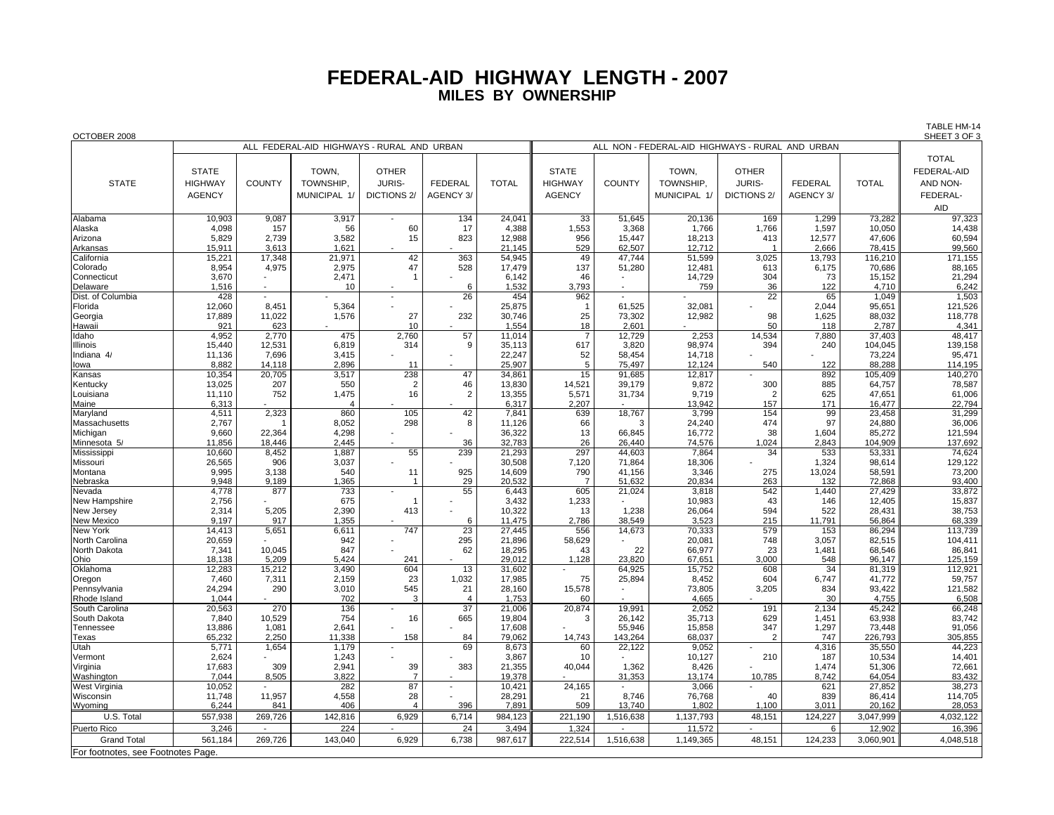# FEDERAL-AID HIGHWAY LENGTH - 2007

## MILES BY OWNERSHIP

OCTOBER 2008

TABLE HM-14
SHEET 3 OF 3

| STATE | ALL FEDERAL-AID HIGHWAYS - RURAL AND URBAN | | | | | | ALL NON - FEDERAL-AID HIGHWAYS - RURAL AND URBAN | | | | | | TOTAL FEDERAL-AID AND NON-FEDERAL-AID |
|---|---|---|---|---|---|---|---|---|---|---|---|---|---|
| | STATE HIGHWAY AGENCY | COUNTY | TOWN, TOWNSHIP, MUNICIPAL 1/ | OTHER JURIS-DICTIONS 2/ | FEDERAL AGENCY 3/ | TOTAL | STATE HIGHWAY AGENCY | COUNTY | TOWN, TOWNSHIP, MUNICIPAL 1/ | OTHER JURIS-DICTIONS 2/ | FEDERAL AGENCY 3/ | TOTAL | |
| Alabama | 10,903 | 9,087 | 3,917 | - | 134 | 24,041 | 33 | 51,645 | 20,136 | 169 | 1,299 | 73,282 | 97,323 |
| Alaska | 4,098 | 157 | 56 | 60 | 17 | 4,388 | 1,553 | 3,368 | 1,766 | 1,766 | 1,597 | 10,050 | 14,438 |
| Arizona | 5,829 | 2,739 | 3,582 | 15 | 823 | 12,988 | 956 | 15,447 | 18,213 | 413 | 12,577 | 47,606 | 60,594 |
| Arkansas | 15,911 | 3,613 | 1,621 | - | - | 21,145 | 529 | 62,507 | 12,712 | 1 | 2,666 | 78,415 | 99,560 |
| California | 15,221 | 17,348 | 21,971 | 42 | 363 | 54,945 | 49 | 47,744 | 51,599 | 3,025 | 13,793 | 116,210 | 171,155 |
| Colorado | 8,954 | 4,975 | 2,975 | 47 | 528 | 17,479 | 137 | 51,280 | 12,481 | 613 | 6,175 | 70,686 | 88,165 |
| Connecticut | 3,670 | - | 2,471 | 1 | - | 6,142 | 46 | - | 14,729 | 304 | 73 | 15,152 | 21,294 |
| Delaware | 1,516 | - | 10 | - | 6 | 1,532 | 3,793 | - | 759 | 36 | 122 | 4,710 | 6,242 |
| Dist. of Columbia | 428 | - | - | - | 26 | 454 | 962 | - | - | 22 | 65 | 1,049 | 1,503 |
| Florida | 12,060 | 8,451 | 5,364 | - | - | 25,875 | 1 | 61,525 | 32,081 | - | 2,044 | 95,651 | 121,526 |
| Georgia | 17,889 | 11,022 | 1,576 | 27 | 232 | 30,746 | 25 | 73,302 | 12,982 | 98 | 1,625 | 88,032 | 118,778 |
| Hawaii | 921 | 623 | - | 10 | - | 1,554 | 18 | 2,601 | - | 50 | 118 | 2,787 | 4,341 |
| Idaho | 4,952 | 2,770 | 475 | 2,760 | 57 | 11,014 | 7 | 12,729 | 2,253 | 14,534 | 7,880 | 37,403 | 48,417 |
| Illinois | 15,440 | 12,531 | 6,819 | 314 | 9 | 35,113 | 617 | 3,820 | 98,974 | 394 | 240 | 104,045 | 139,158 |
| Indiana 4/ | 11,136 | 7,696 | 3,415 | - | - | 22,247 | 52 | 58,454 | 14,718 | - | - | 73,224 | 95,471 |
| Iowa | 8,882 | 14,118 | 2,896 | 11 | - | 25,907 | 5 | 75,497 | 12,124 | 540 | 122 | 88,288 | 114,195 |
| Kansas | 10,354 | 20,705 | 3,517 | 238 | 47 | 34,861 | 15 | 91,685 | 12,817 | - | 892 | 105,409 | 140,270 |
| Kentucky | 13,025 | 207 | 550 | 2 | 46 | 13,830 | 14,521 | 39,179 | 9,872 | 300 | 885 | 64,757 | 78,587 |
| Louisiana | 11,110 | 752 | 1,475 | 16 | 2 | 13,355 | 5,571 | 31,734 | 9,719 | 2 | 625 | 47,651 | 61,006 |
| Maine | 6,313 | - | 4 | - | - | 6,317 | 2,207 | - | 13,942 | 157 | 171 | 16,477 | 22,794 |
| Maryland | 4,511 | 2,323 | 860 | 105 | 42 | 7,841 | 639 | 18,767 | 3,799 | 154 | 99 | 23,458 | 31,299 |
| Massachusetts | 2,767 | 1 | 8,052 | 298 | 8 | 11,126 | 66 | 3 | 24,240 | 474 | 97 | 24,880 | 36,006 |
| Michigan | 9,660 | 22,364 | 4,298 | - | - | 36,322 | 13 | 66,845 | 16,772 | 38 | 1,604 | 85,272 | 121,594 |
| Minnesota 5/ | 11,856 | 18,446 | 2,445 | - | 36 | 32,783 | 26 | 26,440 | 74,576 | 1,024 | 2,843 | 104,909 | 137,692 |
| Mississippi | 10,660 | 8,452 | 1,887 | 55 | 239 | 21,293 | 297 | 44,603 | 7,864 | 34 | 533 | 53,331 | 74,624 |
| Missouri | 26,565 | 906 | 3,037 | - | - | 30,508 | 7,120 | 71,864 | 18,306 | - | 1,324 | 98,614 | 129,122 |
| Montana | 9,995 | 3,138 | 540 | 11 | 925 | 14,609 | 790 | 41,156 | 3,346 | 275 | 13,024 | 58,591 | 73,200 |
| Nebraska | 9,948 | 9,189 | 1,365 | 1 | 29 | 20,532 | 7 | 51,632 | 20,834 | 263 | 132 | 72,868 | 93,400 |
| Nevada | 4,778 | 877 | 733 | - | 55 | 6,443 | 605 | 21,024 | 3,818 | 542 | 1,440 | 27,429 | 33,872 |
| New Hampshire | 2,756 | - | 675 | 1 | - | 3,432 | 1,233 | - | 10,983 | 43 | 146 | 12,405 | 15,837 |
| New Jersey | 2,314 | 5,205 | 2,390 | 413 | - | 10,322 | 13 | 1,238 | 26,064 | 594 | 522 | 28,431 | 38,753 |
| New Mexico | 9,197 | 917 | 1,355 | - | 6 | 11,475 | 2,786 | 38,549 | 3,523 | 215 | 11,791 | 56,864 | 68,339 |
| New York | 14,413 | 5,651 | 6,611 | 747 | 23 | 27,445 | 556 | 14,673 | 70,333 | 579 | 153 | 86,294 | 113,739 |
| North Carolina | 20,659 | - | 942 | - | 295 | 21,896 | 58,629 | - | 20,081 | 748 | 3,057 | 82,515 | 104,411 |
| North Dakota | 7,341 | 10,045 | 847 | - | 62 | 18,295 | 43 | 22 | 66,977 | 23 | 1,481 | 68,546 | 86,841 |
| Ohio | 18,138 | 5,209 | 5,424 | 241 | - | 29,012 | 1,128 | 23,820 | 67,651 | 3,000 | 548 | 96,147 | 125,159 |
| Oklahoma | 12,283 | 15,212 | 3,490 | 604 | 13 | 31,602 | - | 64,925 | 15,752 | 608 | 34 | 81,319 | 112,921 |
| Oregon | 7,460 | 7,311 | 2,159 | 23 | 1,032 | 17,985 | 75 | 25,894 | 8,452 | 604 | 6,747 | 41,772 | 59,757 |
| Pennsylvania | 24,294 | 290 | 3,010 | 545 | 21 | 28,160 | 15,578 | - | 73,805 | 3,205 | 834 | 93,422 | 121,582 |
| Rhode Island | 1,044 | - | 702 | 3 | 4 | 1,753 | 60 | - | 4,665 | - | 30 | 4,755 | 6,508 |
| South Carolina | 20,563 | 270 | 136 | - | 37 | 21,006 | 20,874 | 19,991 | 2,052 | 191 | 2,134 | 45,242 | 66,248 |
| South Dakota | 7,840 | 10,529 | 754 | 16 | 665 | 19,804 | 3 | 26,142 | 35,713 | 629 | 1,451 | 63,938 | 83,742 |
| Tennessee | 13,886 | 1,081 | 2,641 | - | - | 17,608 | - | 55,946 | 15,858 | 347 | 1,297 | 73,448 | 91,056 |
| Texas | 65,232 | 2,250 | 11,338 | 158 | 84 | 79,062 | 14,743 | 143,264 | 68,037 | 2 | 747 | 226,793 | 305,855 |
| Utah | 5,771 | 1,654 | 1,179 | - | 69 | 8,673 | 60 | 22,122 | 9,052 | - | 4,316 | 35,550 | 44,223 |
| Vermont | 2,624 | - | 1,243 | - | - | 3,867 | 10 | - | 10,127 | 210 | 187 | 10,534 | 14,401 |
| Virginia | 17,683 | 309 | 2,941 | 39 | 383 | 21,355 | 40,044 | 1,362 | 8,426 | - | 1,474 | 51,306 | 72,661 |
| Washington | 7,044 | 8,505 | 3,822 | 7 | - | 19,378 | - | 31,353 | 13,174 | 10,785 | 8,742 | 64,054 | 83,432 |
| West Virginia | 10,052 | - | 282 | 87 | - | 10,421 | 24,165 | - | 3,066 | - | 621 | 27,852 | 38,273 |
| Wisconsin | 11,748 | 11,957 | 4,558 | 28 | - | 28,291 | 21 | 8,746 | 76,768 | 40 | 839 | 86,414 | 114,705 |
| Wyoming | 6,244 | 841 | 406 | 4 | 396 | 7,891 | 509 | 13,740 | 1,802 | 1,100 | 3,011 | 20,162 | 28,053 |
| U.S. Total | 557,938 | 269,726 | 142,816 | 6,929 | 6,714 | 984,123 | 221,190 | 1,516,638 | 1,137,793 | 48,151 | 124,227 | 3,047,999 | 4,032,122 |
| Puerto Rico | 3,246 | - | 224 | - | 24 | 3,494 | 1,324 | - | 11,572 | - | 6 | 12,902 | 16,396 |
| Grand Total | 561,184 | 269,726 | 143,040 | 6,929 | 6,738 | 987,617 | 222,514 | 1,516,638 | 1,149,365 | 48,151 | 124,233 | 3,060,901 | 4,048,518 |

For footnotes, see Footnotes Page.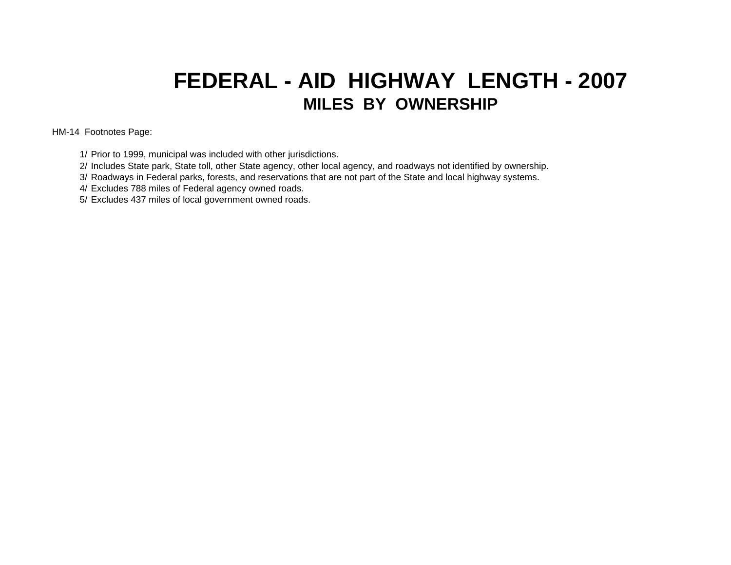# FEDERAL - AID HIGHWAY LENGTH - 2007

## MILES BY OWNERSHIP

HM-14 Footnotes Page:

1/ Prior to 1999, municipal was included with other jurisdictions.
2/ Includes State park, State toll, other State agency, other local agency, and roadways not identified by ownership.
3/ Roadways in Federal parks, forests, and reservations that are not part of the State and local highway systems.
4/ Excludes 788 miles of Federal agency owned roads.
5/ Excludes 437 miles of local government owned roads.